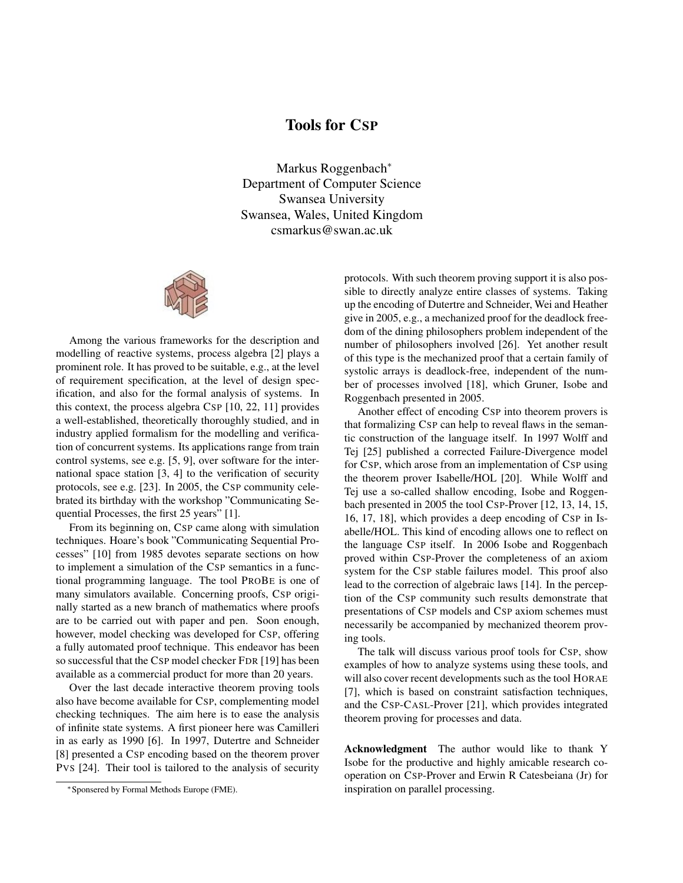# Tools for CSP

Markus Roggenbach*
Department of Computer Science
Swansea University
Swansea, Wales, United Kingdom
csmarkus@swan.ac.uk

Among the various frameworks for the description and modelling of reactive systems, process algebra [2] plays a prominent role. It has proved to be suitable, e.g., at the level of requirement specification, at the level of design specification, and also for the formal analysis of systems. In this context, the process algebra CSP [10, 22, 11] provides a well-established, theoretically thoroughly studied, and in industry applied formalism for the modelling and verification of concurrent systems. Its applications range from train control systems, see e.g. [5, 9], over software for the international space station [3, 4] to the verification of security protocols, see e.g. [23]. In 2005, the CSP community celebrated its birthday with the workshop "Communicating Sequential Processes, the first 25 years" [1].

From its beginning on, CSP came along with simulation techniques. Hoare's book "Communicating Sequential Processes" [10] from 1985 devotes separate sections on how to implement a simulation of the CSP semantics in a functional programming language. The tool PROBE is one of many simulators available. Concerning proofs, CSP originally started as a new branch of mathematics where proofs are to be carried out with paper and pen. Soon enough, however, model checking was developed for CSP, offering a fully automated proof technique. This endeavor has been so successful that the CSP model checker FDR [19] has been available as a commercial product for more than 20 years.

Over the last decade interactive theorem proving tools also have become available for CSP, complementing model checking techniques. The aim here is to ease the analysis of infinite state systems. A first pioneer here was Camilleri in as early as 1990 [6]. In 1997, Dutertre and Schneider [8] presented a CSP encoding based on the theorem prover PVS [24]. Their tool is tailored to the analysis of security protocols. With such theorem proving support it is also possible to directly analyze entire classes of systems. Taking up the encoding of Dutertre and Schneider, Wei and Heather give in 2005, e.g., a mechanized proof for the deadlock freedom of the dining philosophers problem independent of the number of philosophers involved [26]. Yet another result of this type is the mechanized proof that a certain family of systolic arrays is deadlock-free, independent of the number of processes involved [18], which Gruner, Isobe and Roggenbach presented in 2005.

Another effect of encoding CSP into theorem provers is that formalizing CSP can help to reveal flaws in the semantic construction of the language itself. In 1997 Wolff and Tej [25] published a corrected Failure-Divergence model for CSP, which arose from an implementation of CSP using the theorem prover Isabelle/HOL [20]. While Wolff and Tej use a so-called shallow encoding, Isobe and Roggenbach presented in 2005 the tool CSP-Prover [12, 13, 14, 15, 16, 17, 18], which provides a deep encoding of CSP in Isabelle/HOL. This kind of encoding allows one to reflect on the language CSP itself. In 2006 Isobe and Roggenbach proved within CSP-Prover the completeness of an axiom system for the CSP stable failures model. This proof also lead to the correction of algebraic laws [14]. In the perception of the CSP community such results demonstrate that presentations of CSP models and CSP axiom schemes must necessarily be accompanied by mechanized theorem proving tools.

The talk will discuss various proof tools for CSP, show examples of how to analyze systems using these tools, and will also cover recent developments such as the tool HORAE [7], which is based on constraint satisfaction techniques, and the CSP-CASL-Prover [21], which provides integrated theorem proving for processes and data.

**Acknowledgment** The author would like to thank Y Isobe for the productive and highly amicable research cooperation on CSP-Prover and Erwin R Catesbeiana (Jr) for inspiration on parallel processing.

*Sponsered by Formal Methods Europe (FME).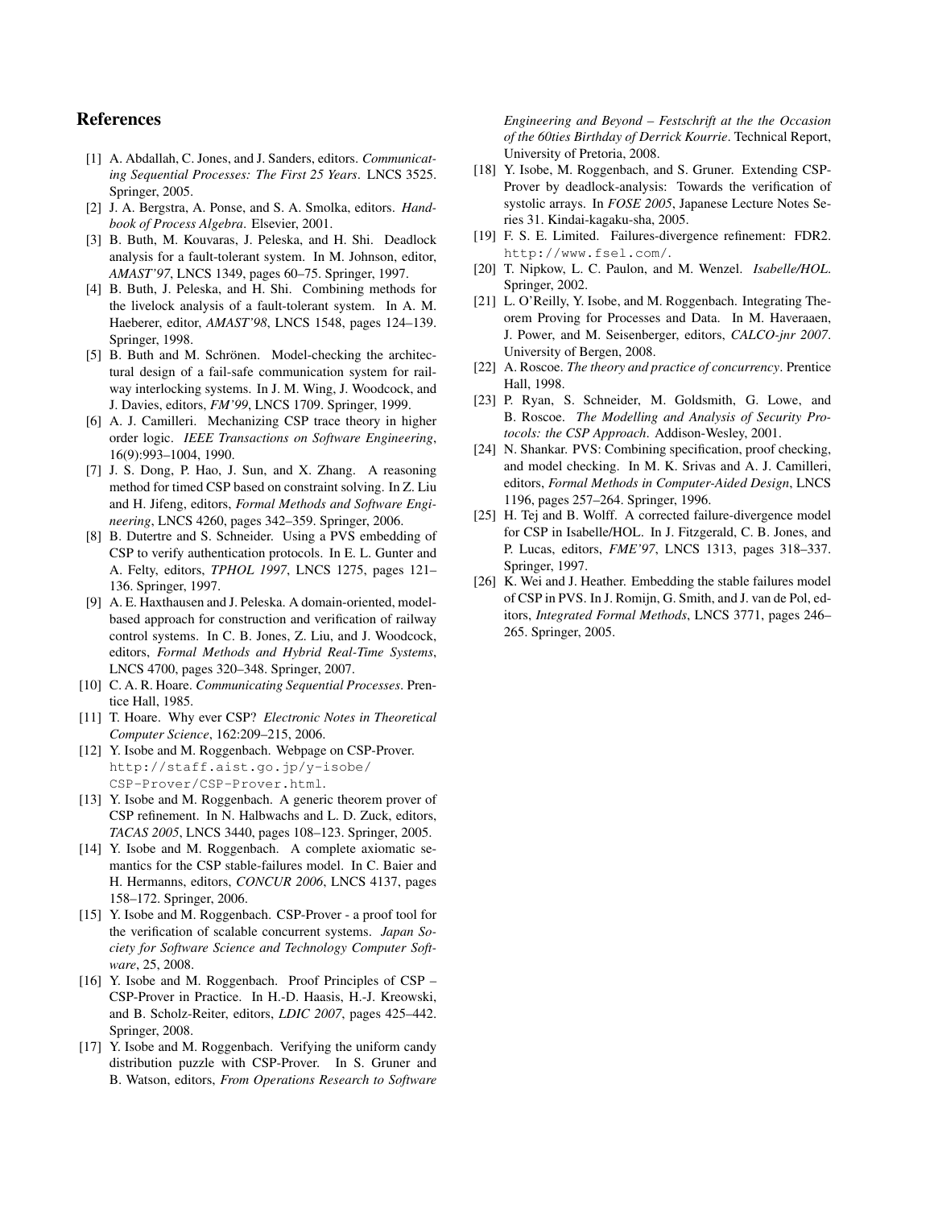## References

[1] A. Abdallah, C. Jones, and J. Sanders, editors. *Communicating Sequential Processes: The First 25 Years*. LNCS 3525. Springer, 2005.

[2] J. A. Bergstra, A. Ponse, and S. A. Smolka, editors. *Handbook of Process Algebra*. Elsevier, 2001.

[3] B. Buth, M. Kouvaras, J. Peleska, and H. Shi. Deadlock analysis for a fault-tolerant system. In M. Johnson, editor, *AMAST'97*, LNCS 1349, pages 60–75. Springer, 1997.

[4] B. Buth, J. Peleska, and H. Shi. Combining methods for the livelock analysis of a fault-tolerant system. In A. M. Haeberer, editor, *AMAST'98*, LNCS 1548, pages 124–139. Springer, 1998.

[5] B. Buth and M. Schrönen. Model-checking the architectural design of a fail-safe communication system for railway interlocking systems. In J. M. Wing, J. Woodcock, and J. Davies, editors, *FM'99*, LNCS 1709. Springer, 1999.

[6] A. J. Camilleri. Mechanizing CSP trace theory in higher order logic. *IEEE Transactions on Software Engineering*, 16(9):993–1004, 1990.

[7] J. S. Dong, P. Hao, J. Sun, and X. Zhang. A reasoning method for timed CSP based on constraint solving. In Z. Liu and H. Jifeng, editors, *Formal Methods and Software Engineering*, LNCS 4260, pages 342–359. Springer, 2006.

[8] B. Dutertre and S. Schneider. Using a PVS embedding of CSP to verify authentication protocols. In E. L. Gunter and A. Felty, editors, *TPHOL 1997*, LNCS 1275, pages 121–136. Springer, 1997.

[9] A. E. Haxthausen and J. Peleska. A domain-oriented, model-based approach for construction and verification of railway control systems. In C. B. Jones, Z. Liu, and J. Woodcock, editors, *Formal Methods and Hybrid Real-Time Systems*, LNCS 4700, pages 320–348. Springer, 2007.

[10] C. A. R. Hoare. *Communicating Sequential Processes*. Prentice Hall, 1985.

[11] T. Hoare. Why ever CSP? *Electronic Notes in Theoretical Computer Science*, 162:209–215, 2006.

[12] Y. Isobe and M. Roggenbach. Webpage on CSP-Prover. `http://staff.aist.go.jp/y-isobe/CSP-Prover/CSP-Prover.html`.

[13] Y. Isobe and M. Roggenbach. A generic theorem prover of CSP refinement. In N. Halbwachs and L. D. Zuck, editors, *TACAS 2005*, LNCS 3440, pages 108–123. Springer, 2005.

[14] Y. Isobe and M. Roggenbach. A complete axiomatic semantics for the CSP stable-failures model. In C. Baier and H. Hermanns, editors, *CONCUR 2006*, LNCS 4137, pages 158–172. Springer, 2006.

[15] Y. Isobe and M. Roggenbach. CSP-Prover - a proof tool for the verification of scalable concurrent systems. *Japan Society for Software Science and Technology Computer Software*, 25, 2008.

[16] Y. Isobe and M. Roggenbach. Proof Principles of CSP – CSP-Prover in Practice. In H.-D. Haasis, H.-J. Kreowski, and B. Scholz-Reiter, editors, *LDIC 2007*, pages 425–442. Springer, 2008.

[17] Y. Isobe and M. Roggenbach. Verifying the uniform candy distribution puzzle with CSP-Prover. In S. Gruner and B. Watson, editors, *From Operations Research to Software Engineering and Beyond – Festschrift at the the Occasion of the 60ties Birthday of Derrick Kourrie*. Technical Report, University of Pretoria, 2008.

[18] Y. Isobe, M. Roggenbach, and S. Gruner. Extending CSP-Prover by deadlock-analysis: Towards the verification of systolic arrays. In *FOSE 2005*, Japanese Lecture Notes Series 31. Kindai-kagaku-sha, 2005.

[19] F. S. E. Limited. Failures-divergence refinement: FDR2. `http://www.fsel.com/`.

[20] T. Nipkow, L. C. Paulon, and M. Wenzel. *Isabelle/HOL*. Springer, 2002.

[21] L. O'Reilly, Y. Isobe, and M. Roggenbach. Integrating Theorem Proving for Processes and Data. In M. Haveraaen, J. Power, and M. Seisenberger, editors, *CALCO-jnr 2007*. University of Bergen, 2008.

[22] A. Roscoe. *The theory and practice of concurrency*. Prentice Hall, 1998.

[23] P. Ryan, S. Schneider, M. Goldsmith, G. Lowe, and B. Roscoe. *The Modelling and Analysis of Security Protocols: the CSP Approach*. Addison-Wesley, 2001.

[24] N. Shankar. PVS: Combining specification, proof checking, and model checking. In M. K. Srivas and A. J. Camilleri, editors, *Formal Methods in Computer-Aided Design*, LNCS 1196, pages 257–264. Springer, 1996.

[25] H. Tej and B. Wolff. A corrected failure-divergence model for CSP in Isabelle/HOL. In J. Fitzgerald, C. B. Jones, and P. Lucas, editors, *FME'97*, LNCS 1313, pages 318–337. Springer, 1997.

[26] K. Wei and J. Heather. Embedding the stable failures model of CSP in PVS. In J. Romijn, G. Smith, and J. van de Pol, editors, *Integrated Formal Methods*, LNCS 3771, pages 246–265. Springer, 2005.